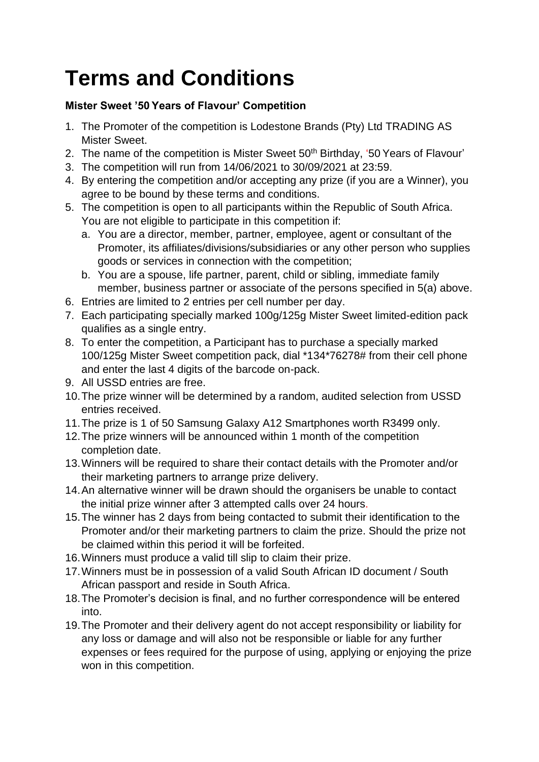# Terms and Conditions

**Mister Sweet '50 Years of Flavour' Competition**

1. The Promoter of the competition is Lodestone Brands (Pty) Ltd TRADING AS Mister Sweet.
2. The name of the competition is Mister Sweet 50th Birthday, '50 Years of Flavour'
3. The competition will run from 14/06/2021 to 30/09/2021 at 23:59.
4. By entering the competition and/or accepting any prize (if you are a Winner), you agree to be bound by these terms and conditions.
5. The competition is open to all participants within the Republic of South Africa. You are not eligible to participate in this competition if:
   a. You are a director, member, partner, employee, agent or consultant of the Promoter, its affiliates/divisions/subsidiaries or any other person who supplies goods or services in connection with the competition;
   b. You are a spouse, life partner, parent, child or sibling, immediate family member, business partner or associate of the persons specified in 5(a) above.
6. Entries are limited to 2 entries per cell number per day.
7. Each participating specially marked 100g/125g Mister Sweet limited-edition pack qualifies as a single entry.
8. To enter the competition, a Participant has to purchase a specially marked 100/125g Mister Sweet competition pack, dial *134*76278# from their cell phone and enter the last 4 digits of the barcode on-pack.
9. All USSD entries are free.
10. The prize winner will be determined by a random, audited selection from USSD entries received.
11. The prize is 1 of 50 Samsung Galaxy A12 Smartphones worth R3499 only.
12. The prize winners will be announced within 1 month of the competition completion date.
13. Winners will be required to share their contact details with the Promoter and/or their marketing partners to arrange prize delivery.
14. An alternative winner will be drawn should the organisers be unable to contact the initial prize winner after 3 attempted calls over 24 hours.
15. The winner has 2 days from being contacted to submit their identification to the Promoter and/or their marketing partners to claim the prize. Should the prize not be claimed within this period it will be forfeited.
16. Winners must produce a valid till slip to claim their prize.
17. Winners must be in possession of a valid South African ID document / South African passport and reside in South Africa.
18. The Promoter's decision is final, and no further correspondence will be entered into.
19. The Promoter and their delivery agent do not accept responsibility or liability for any loss or damage and will also not be responsible or liable for any further expenses or fees required for the purpose of using, applying or enjoying the prize won in this competition.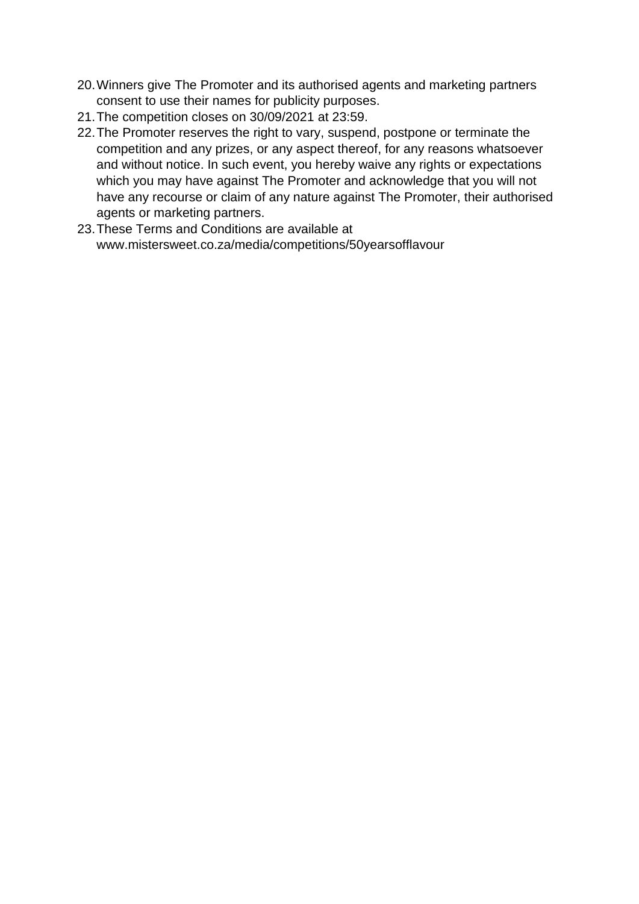20. Winners give The Promoter and its authorised agents and marketing partners consent to use their names for publicity purposes.
21. The competition closes on 30/09/2021 at 23:59.
22. The Promoter reserves the right to vary, suspend, postpone or terminate the competition and any prizes, or any aspect thereof, for any reasons whatsoever and without notice. In such event, you hereby waive any rights or expectations which you may have against The Promoter and acknowledge that you will not have any recourse or claim of any nature against The Promoter, their authorised agents or marketing partners.
23. These Terms and Conditions are available at www.mistersweet.co.za/media/competitions/50yearsofflavour